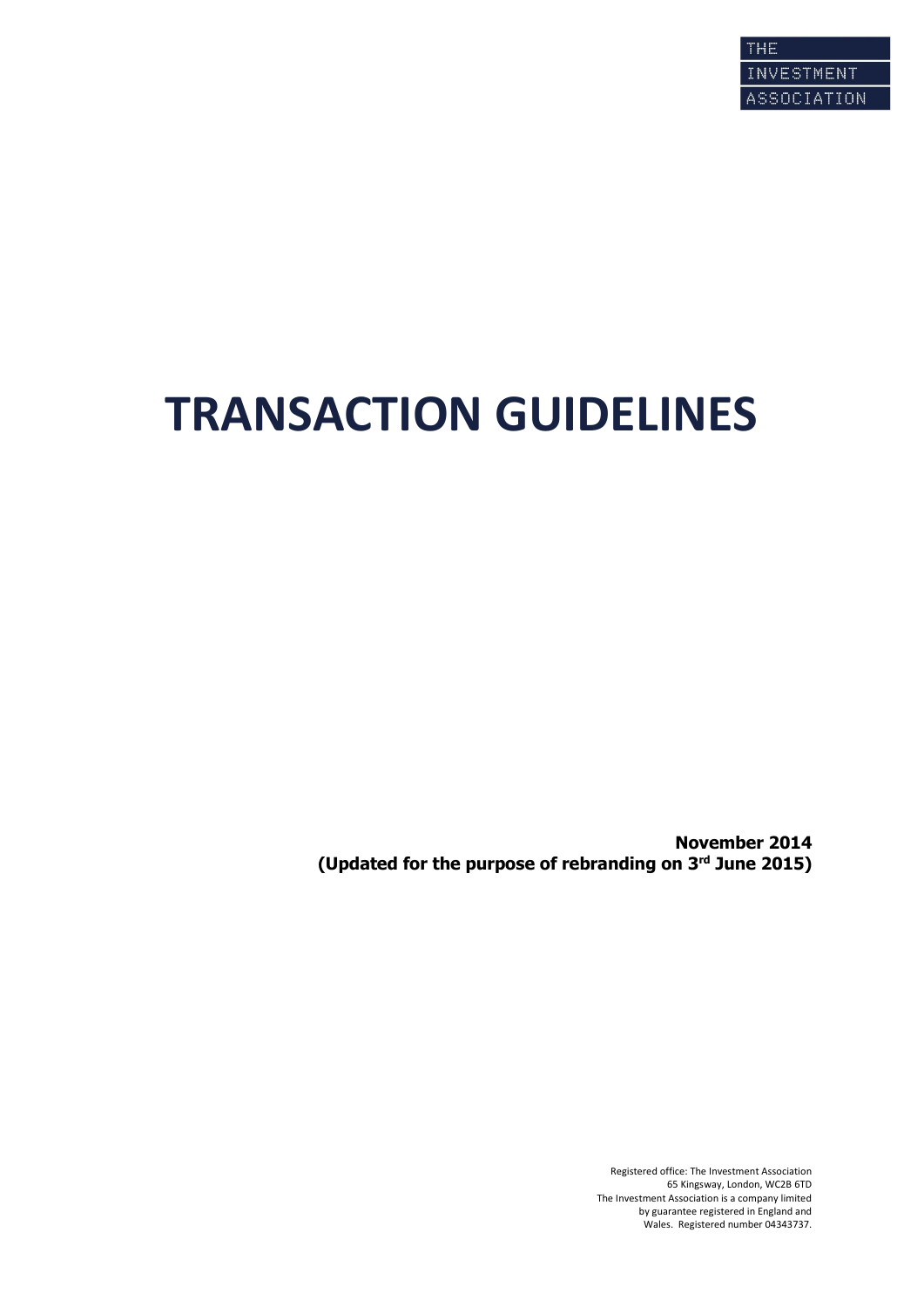THE
INVESTMENT
ASSOCIATION

# TRANSACTION GUIDELINES

**November 2014**
**(Updated for the purpose of rebranding on 3rd June 2015)**

Registered office: The Investment Association
65 Kingsway, London, WC2B 6TD
The Investment Association is a company limited
by guarantee registered in England and
Wales. Registered number 04343737.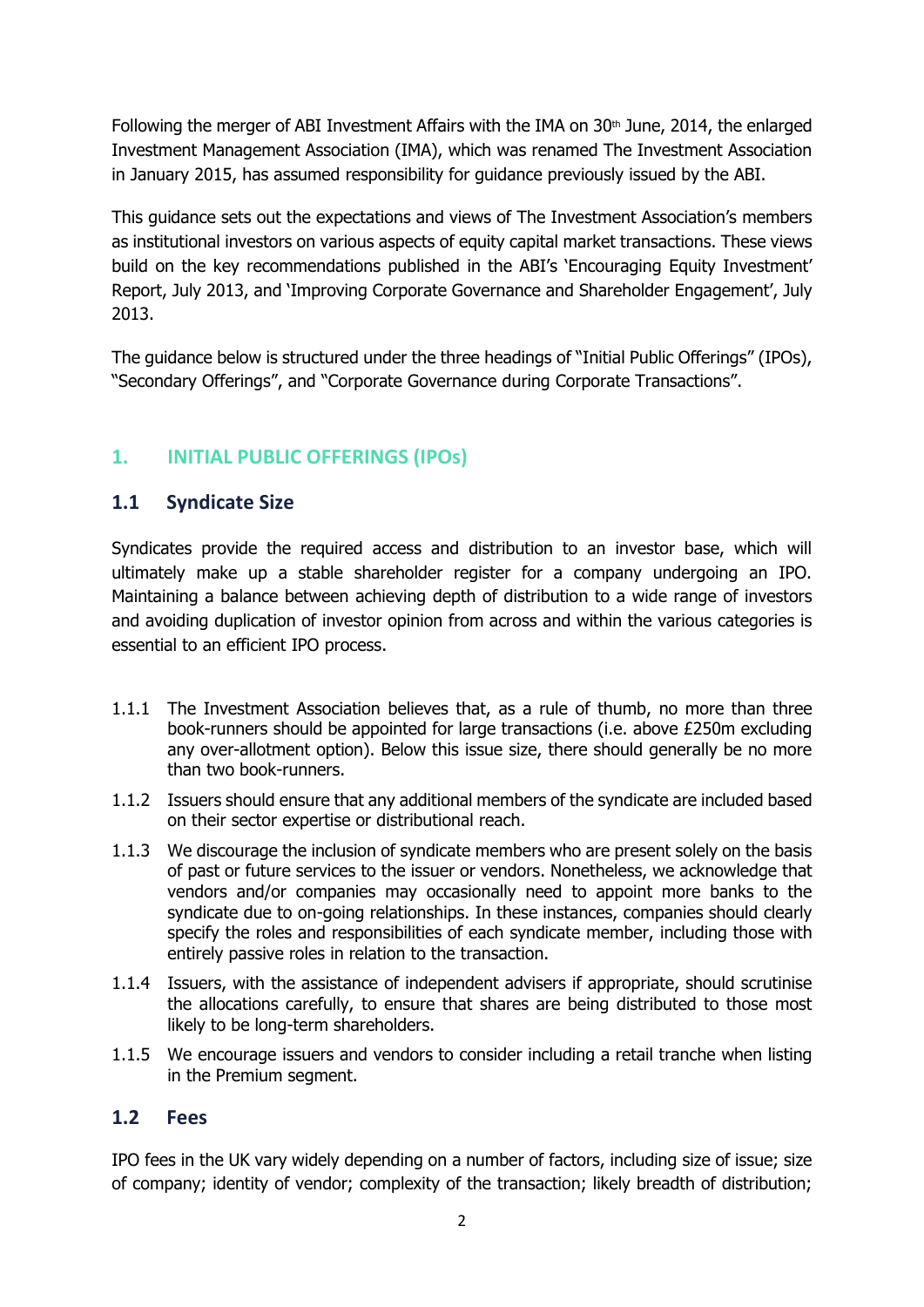Following the merger of ABI Investment Affairs with the IMA on 30th June, 2014, the enlarged Investment Management Association (IMA), which was renamed The Investment Association in January 2015, has assumed responsibility for guidance previously issued by the ABI.

This guidance sets out the expectations and views of The Investment Association's members as institutional investors on various aspects of equity capital market transactions. These views build on the key recommendations published in the ABI's 'Encouraging Equity Investment' Report, July 2013, and 'Improving Corporate Governance and Shareholder Engagement', July 2013.

The guidance below is structured under the three headings of "Initial Public Offerings" (IPOs), "Secondary Offerings", and "Corporate Governance during Corporate Transactions".

## 1. INITIAL PUBLIC OFFERINGS (IPOs)

### 1.1 Syndicate Size

Syndicates provide the required access and distribution to an investor base, which will ultimately make up a stable shareholder register for a company undergoing an IPO. Maintaining a balance between achieving depth of distribution to a wide range of investors and avoiding duplication of investor opinion from across and within the various categories is essential to an efficient IPO process.

1.1.1 The Investment Association believes that, as a rule of thumb, no more than three book-runners should be appointed for large transactions (i.e. above £250m excluding any over-allotment option). Below this issue size, there should generally be no more than two book-runners.

1.1.2 Issuers should ensure that any additional members of the syndicate are included based on their sector expertise or distributional reach.

1.1.3 We discourage the inclusion of syndicate members who are present solely on the basis of past or future services to the issuer or vendors. Nonetheless, we acknowledge that vendors and/or companies may occasionally need to appoint more banks to the syndicate due to on-going relationships. In these instances, companies should clearly specify the roles and responsibilities of each syndicate member, including those with entirely passive roles in relation to the transaction.

1.1.4 Issuers, with the assistance of independent advisers if appropriate, should scrutinise the allocations carefully, to ensure that shares are being distributed to those most likely to be long-term shareholders.

1.1.5 We encourage issuers and vendors to consider including a retail tranche when listing in the Premium segment.

### 1.2 Fees

IPO fees in the UK vary widely depending on a number of factors, including size of issue; size of company; identity of vendor; complexity of the transaction; likely breadth of distribution;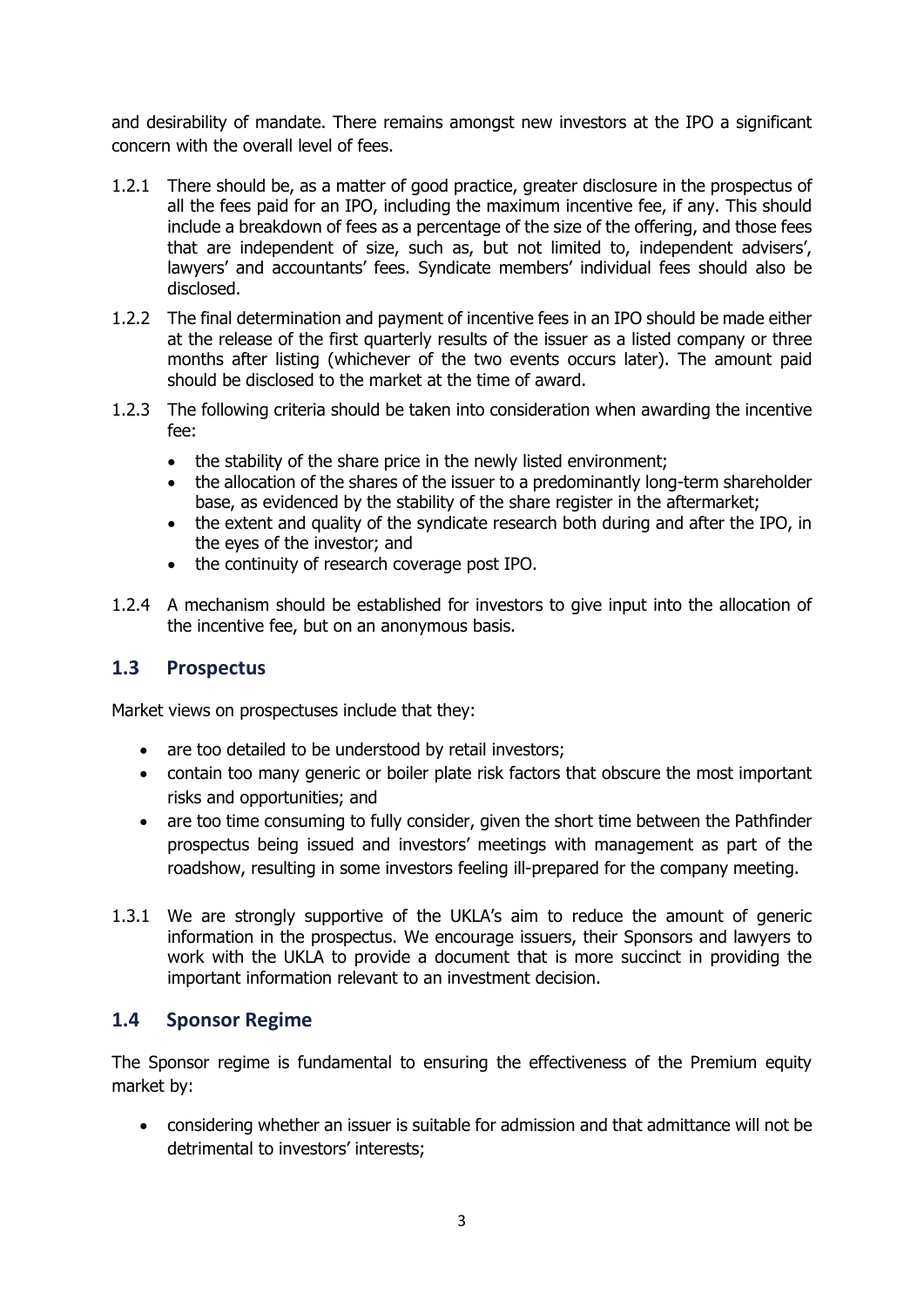and desirability of mandate. There remains amongst new investors at the IPO a significant concern with the overall level of fees.

1.2.1 There should be, as a matter of good practice, greater disclosure in the prospectus of all the fees paid for an IPO, including the maximum incentive fee, if any. This should include a breakdown of fees as a percentage of the size of the offering, and those fees that are independent of size, such as, but not limited to, independent advisers', lawyers' and accountants' fees. Syndicate members' individual fees should also be disclosed.

1.2.2 The final determination and payment of incentive fees in an IPO should be made either at the release of the first quarterly results of the issuer as a listed company or three months after listing (whichever of the two events occurs later). The amount paid should be disclosed to the market at the time of award.

1.2.3 The following criteria should be taken into consideration when awarding the incentive fee:

- the stability of the share price in the newly listed environment;
- the allocation of the shares of the issuer to a predominantly long-term shareholder base, as evidenced by the stability of the share register in the aftermarket;
- the extent and quality of the syndicate research both during and after the IPO, in the eyes of the investor; and
- the continuity of research coverage post IPO.

1.2.4 A mechanism should be established for investors to give input into the allocation of the incentive fee, but on an anonymous basis.

## 1.3 Prospectus

Market views on prospectuses include that they:

- are too detailed to be understood by retail investors;
- contain too many generic or boiler plate risk factors that obscure the most important risks and opportunities; and
- are too time consuming to fully consider, given the short time between the Pathfinder prospectus being issued and investors' meetings with management as part of the roadshow, resulting in some investors feeling ill-prepared for the company meeting.

1.3.1 We are strongly supportive of the UKLA's aim to reduce the amount of generic information in the prospectus. We encourage issuers, their Sponsors and lawyers to work with the UKLA to provide a document that is more succinct in providing the important information relevant to an investment decision.

## 1.4 Sponsor Regime

The Sponsor regime is fundamental to ensuring the effectiveness of the Premium equity market by:

- considering whether an issuer is suitable for admission and that admittance will not be detrimental to investors' interests;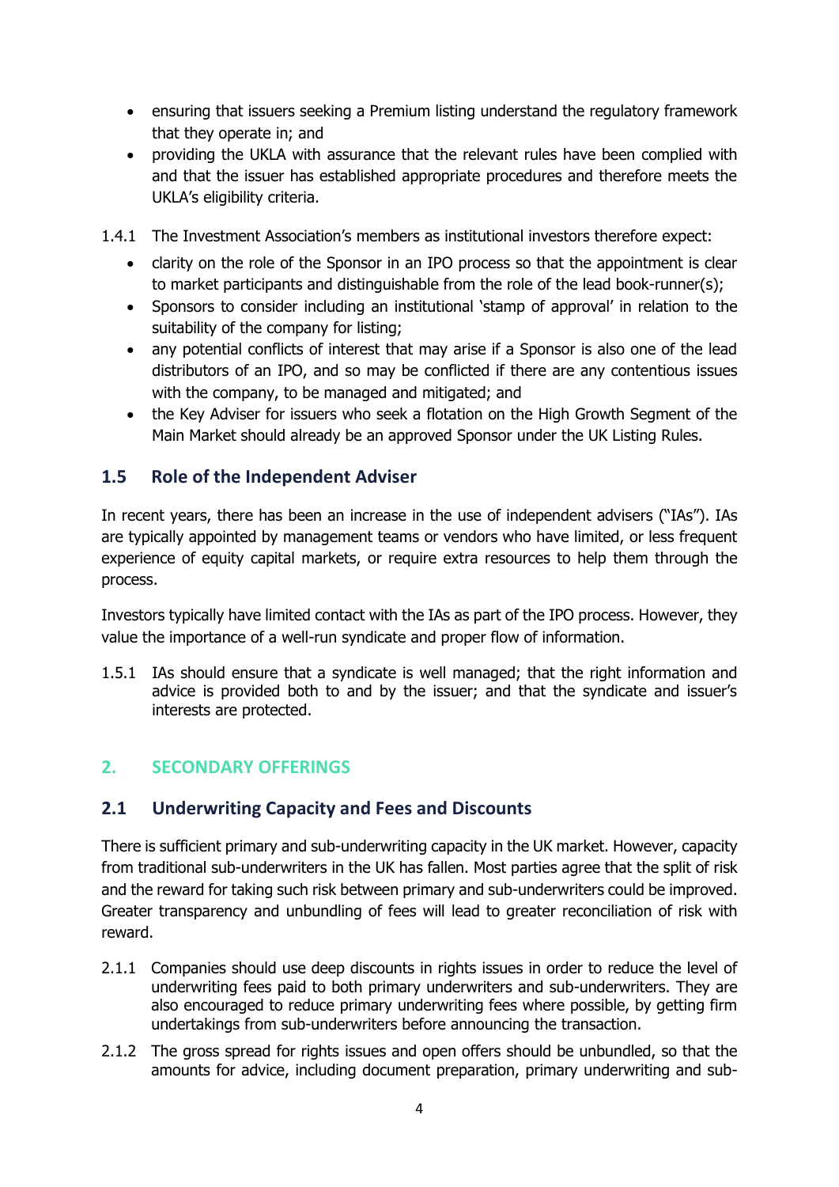- ensuring that issuers seeking a Premium listing understand the regulatory framework that they operate in; and
- providing the UKLA with assurance that the relevant rules have been complied with and that the issuer has established appropriate procedures and therefore meets the UKLA's eligibility criteria.

1.4.1 The Investment Association's members as institutional investors therefore expect:

- clarity on the role of the Sponsor in an IPO process so that the appointment is clear to market participants and distinguishable from the role of the lead book-runner(s);
- Sponsors to consider including an institutional 'stamp of approval' in relation to the suitability of the company for listing;
- any potential conflicts of interest that may arise if a Sponsor is also one of the lead distributors of an IPO, and so may be conflicted if there are any contentious issues with the company, to be managed and mitigated; and
- the Key Adviser for issuers who seek a flotation on the High Growth Segment of the Main Market should already be an approved Sponsor under the UK Listing Rules.

### 1.5 Role of the Independent Adviser

In recent years, there has been an increase in the use of independent advisers ("IAs"). IAs are typically appointed by management teams or vendors who have limited, or less frequent experience of equity capital markets, or require extra resources to help them through the process.

Investors typically have limited contact with the IAs as part of the IPO process. However, they value the importance of a well-run syndicate and proper flow of information.

1.5.1 IAs should ensure that a syndicate is well managed; that the right information and advice is provided both to and by the issuer; and that the syndicate and issuer's interests are protected.

## 2. SECONDARY OFFERINGS

### 2.1 Underwriting Capacity and Fees and Discounts

There is sufficient primary and sub-underwriting capacity in the UK market. However, capacity from traditional sub-underwriters in the UK has fallen. Most parties agree that the split of risk and the reward for taking such risk between primary and sub-underwriters could be improved. Greater transparency and unbundling of fees will lead to greater reconciliation of risk with reward.

2.1.1 Companies should use deep discounts in rights issues in order to reduce the level of underwriting fees paid to both primary underwriters and sub-underwriters. They are also encouraged to reduce primary underwriting fees where possible, by getting firm undertakings from sub-underwriters before announcing the transaction.

2.1.2 The gross spread for rights issues and open offers should be unbundled, so that the amounts for advice, including document preparation, primary underwriting and sub-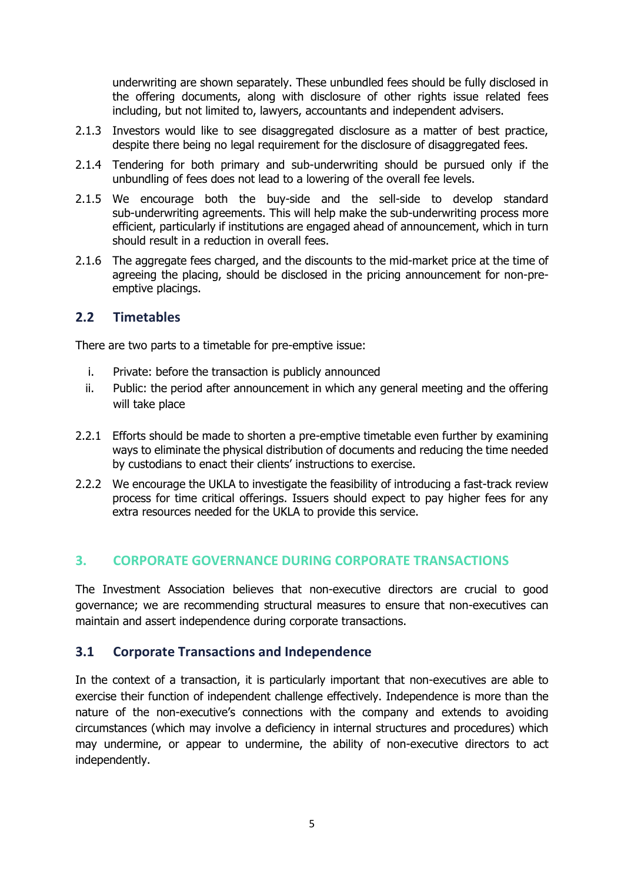underwriting are shown separately. These unbundled fees should be fully disclosed in the offering documents, along with disclosure of other rights issue related fees including, but not limited to, lawyers, accountants and independent advisers.

2.1.3 Investors would like to see disaggregated disclosure as a matter of best practice, despite there being no legal requirement for the disclosure of disaggregated fees.

2.1.4 Tendering for both primary and sub-underwriting should be pursued only if the unbundling of fees does not lead to a lowering of the overall fee levels.

2.1.5 We encourage both the buy-side and the sell-side to develop standard sub-underwriting agreements. This will help make the sub-underwriting process more efficient, particularly if institutions are engaged ahead of announcement, which in turn should result in a reduction in overall fees.

2.1.6 The aggregate fees charged, and the discounts to the mid-market price at the time of agreeing the placing, should be disclosed in the pricing announcement for non-pre-emptive placings.

## 2.2 Timetables

There are two parts to a timetable for pre-emptive issue:

i. Private: before the transaction is publicly announced
ii. Public: the period after announcement in which any general meeting and the offering will take place

2.2.1 Efforts should be made to shorten a pre-emptive timetable even further by examining ways to eliminate the physical distribution of documents and reducing the time needed by custodians to enact their clients' instructions to exercise.

2.2.2 We encourage the UKLA to investigate the feasibility of introducing a fast-track review process for time critical offerings. Issuers should expect to pay higher fees for any extra resources needed for the UKLA to provide this service.

# 3. CORPORATE GOVERNANCE DURING CORPORATE TRANSACTIONS

The Investment Association believes that non-executive directors are crucial to good governance; we are recommending structural measures to ensure that non-executives can maintain and assert independence during corporate transactions.

## 3.1 Corporate Transactions and Independence

In the context of a transaction, it is particularly important that non-executives are able to exercise their function of independent challenge effectively. Independence is more than the nature of the non-executive's connections with the company and extends to avoiding circumstances (which may involve a deficiency in internal structures and procedures) which may undermine, or appear to undermine, the ability of non-executive directors to act independently.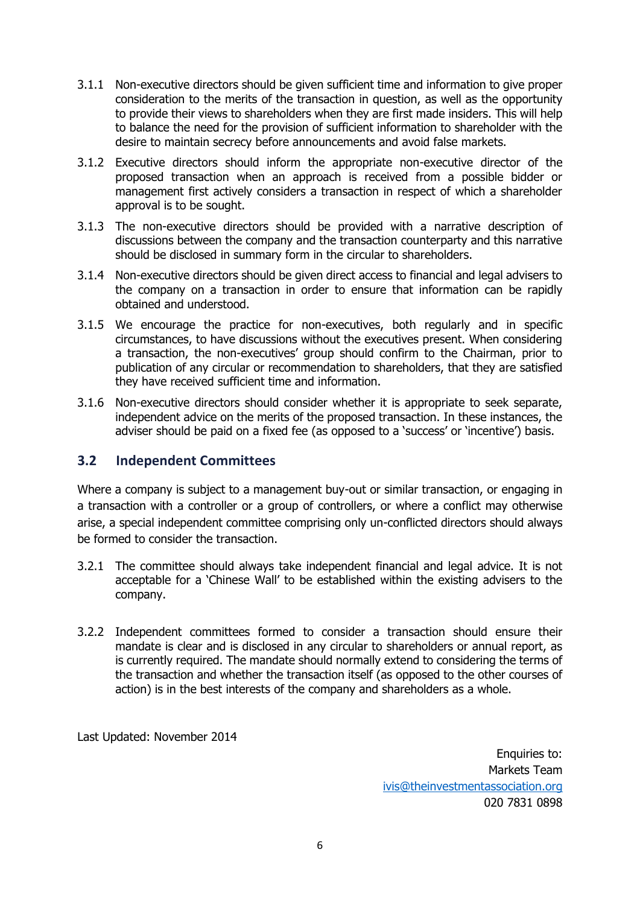3.1.1 Non-executive directors should be given sufficient time and information to give proper consideration to the merits of the transaction in question, as well as the opportunity to provide their views to shareholders when they are first made insiders. This will help to balance the need for the provision of sufficient information to shareholder with the desire to maintain secrecy before announcements and avoid false markets.

3.1.2 Executive directors should inform the appropriate non-executive director of the proposed transaction when an approach is received from a possible bidder or management first actively considers a transaction in respect of which a shareholder approval is to be sought.

3.1.3 The non-executive directors should be provided with a narrative description of discussions between the company and the transaction counterparty and this narrative should be disclosed in summary form in the circular to shareholders.

3.1.4 Non-executive directors should be given direct access to financial and legal advisers to the company on a transaction in order to ensure that information can be rapidly obtained and understood.

3.1.5 We encourage the practice for non-executives, both regularly and in specific circumstances, to have discussions without the executives present. When considering a transaction, the non-executives' group should confirm to the Chairman, prior to publication of any circular or recommendation to shareholders, that they are satisfied they have received sufficient time and information.

3.1.6 Non-executive directors should consider whether it is appropriate to seek separate, independent advice on the merits of the proposed transaction. In these instances, the adviser should be paid on a fixed fee (as opposed to a 'success' or 'incentive') basis.

## 3.2 Independent Committees

Where a company is subject to a management buy-out or similar transaction, or engaging in a transaction with a controller or a group of controllers, or where a conflict may otherwise arise, a special independent committee comprising only un-conflicted directors should always be formed to consider the transaction.

3.2.1 The committee should always take independent financial and legal advice. It is not acceptable for a 'Chinese Wall' to be established within the existing advisers to the company.

3.2.2 Independent committees formed to consider a transaction should ensure their mandate is clear and is disclosed in any circular to shareholders or annual report, as is currently required. The mandate should normally extend to considering the terms of the transaction and whether the transaction itself (as opposed to the other courses of action) is in the best interests of the company and shareholders as a whole.

Last Updated: November 2014

Enquiries to:
Markets Team
ivis@theinvestmentassociation.org
020 7831 0898